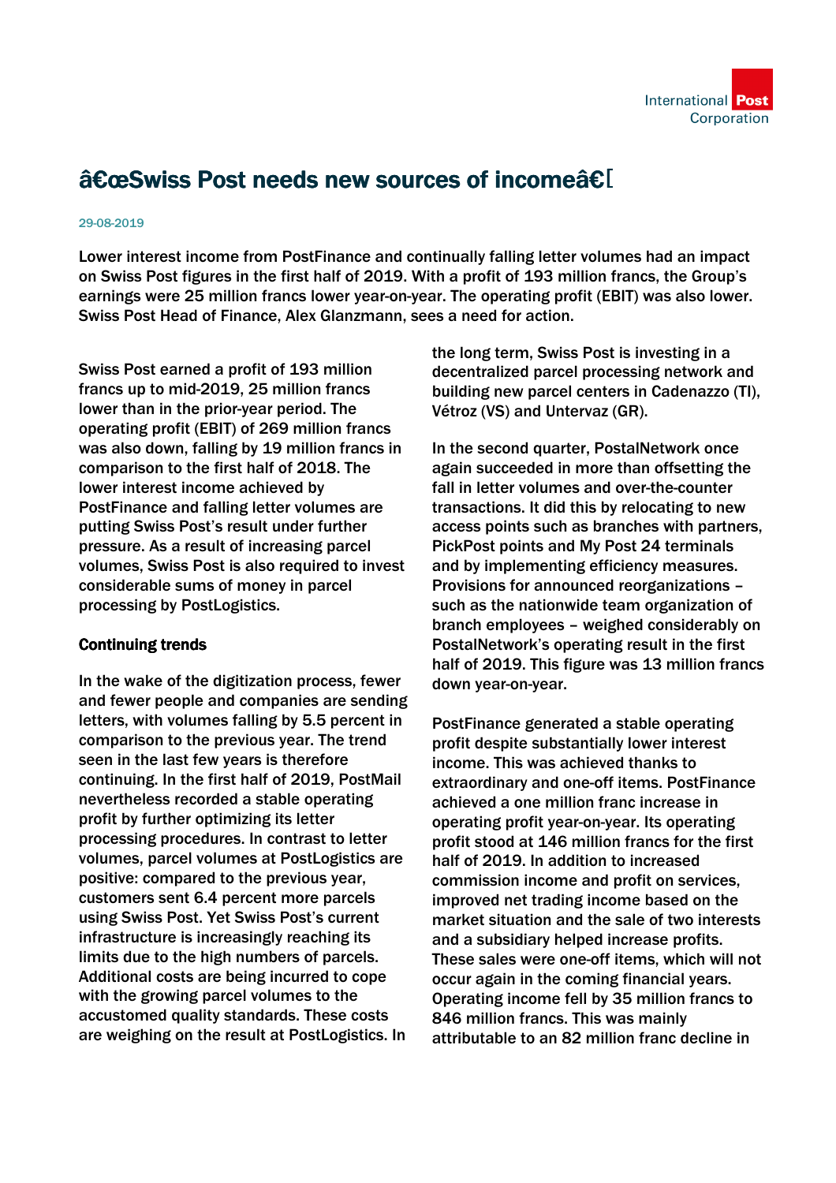# â€œSwiss Post needs new sources of incomeâ€[

29-08-2019

**Lower interest income from PostFinance and continually falling letter volumes had an impact on Swiss Post figures in the first half of 2019. With a profit of 193 million francs, the Group's earnings were 25 million francs lower year-on-year. The operating profit (EBIT) was also lower. Swiss Post Head of Finance, Alex Glanzmann, sees a need for action.**

Swiss Post earned a profit of 193 million francs up to mid-2019, 25 million francs lower than in the prior-year period. The operating profit (EBIT) of 269 million francs was also down, falling by 19 million francs in comparison to the first half of 2018. The lower interest income achieved by PostFinance and falling letter volumes are putting Swiss Post's result under further pressure. As a result of increasing parcel volumes, Swiss Post is also required to invest considerable sums of money in parcel processing by PostLogistics.

**Continuing trends**

In the wake of the digitization process, fewer and fewer people and companies are sending letters, with volumes falling by 5.5 percent in comparison to the previous year. The trend seen in the last few years is therefore continuing. In the first half of 2019, PostMail nevertheless recorded a stable operating profit by further optimizing its letter processing procedures. In contrast to letter volumes, parcel volumes at PostLogistics are positive: compared to the previous year, customers sent 6.4 percent more parcels using Swiss Post. Yet Swiss Post's current infrastructure is increasingly reaching its limits due to the high numbers of parcels. Additional costs are being incurred to cope with the growing parcel volumes to the accustomed quality standards. These costs are weighing on the result at PostLogistics. In the long term, Swiss Post is investing in a decentralized parcel processing network and building new parcel centers in Cadenazzo (TI), Vétroz (VS) and Untervaz (GR).

In the second quarter, PostalNetwork once again succeeded in more than offsetting the fall in letter volumes and over-the-counter transactions. It did this by relocating to new access points such as branches with partners, PickPost points and My Post 24 terminals and by implementing efficiency measures. Provisions for announced reorganizations – such as the nationwide team organization of branch employees – weighed considerably on PostalNetwork's operating result in the first half of 2019. This figure was 13 million francs down year-on-year.

PostFinance generated a stable operating profit despite substantially lower interest income. This was achieved thanks to extraordinary and one-off items. PostFinance achieved a one million franc increase in operating profit year-on-year. Its operating profit stood at 146 million francs for the first half of 2019. In addition to increased commission income and profit on services, improved net trading income based on the market situation and the sale of two interests and a subsidiary helped increase profits. These sales were one-off items, which will not occur again in the coming financial years. Operating income fell by 35 million francs to 846 million francs. This was mainly attributable to an 82 million franc decline in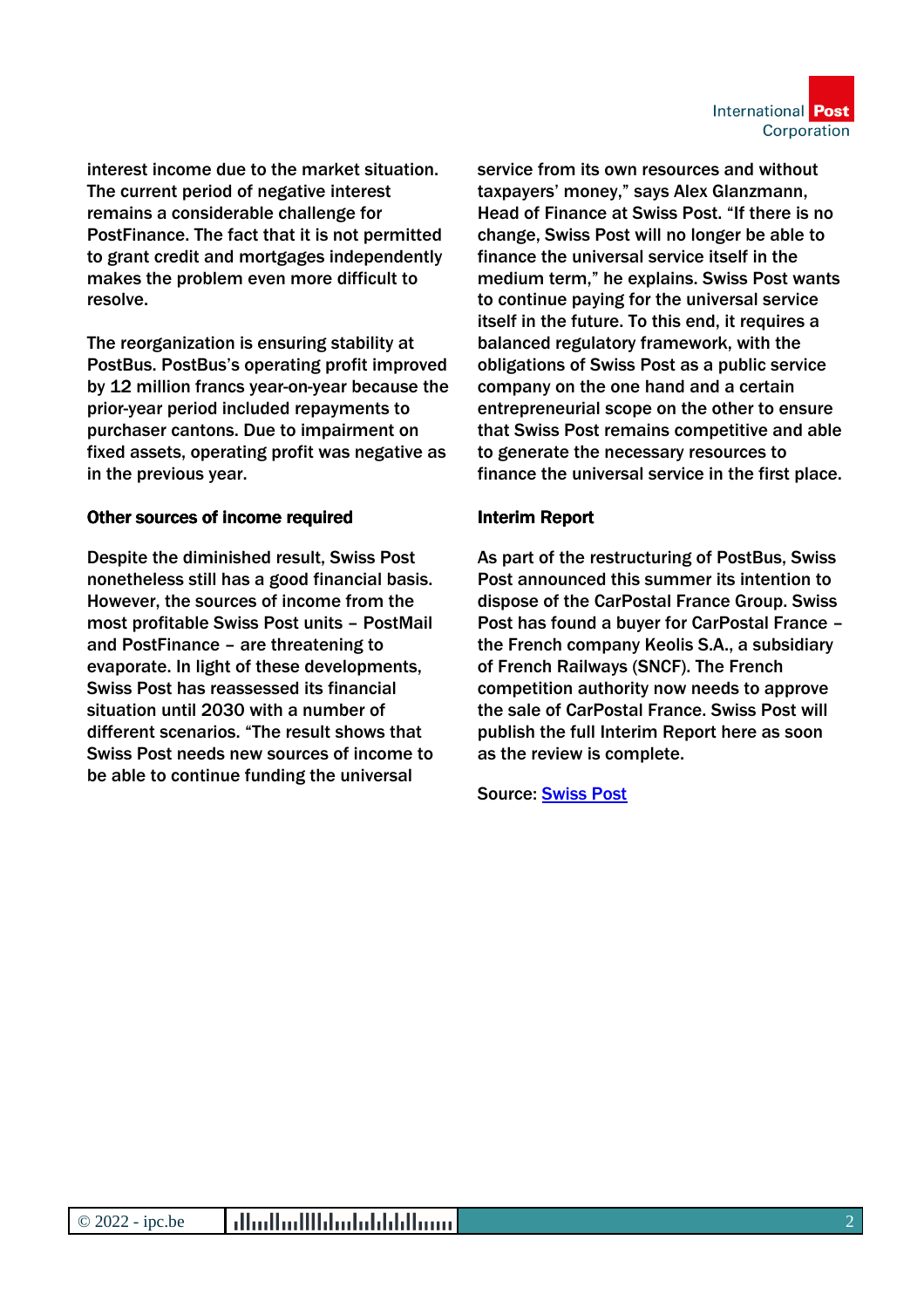interest income due to the market situation. The current period of negative interest remains a considerable challenge for PostFinance. The fact that it is not permitted to grant credit and mortgages independently makes the problem even more difficult to resolve.

The reorganization is ensuring stability at PostBus. PostBus's operating profit improved by 12 million francs year-on-year because the prior-year period included repayments to purchaser cantons. Due to impairment on fixed assets, operating profit was negative as in the previous year.

**Other sources of income required**

Despite the diminished result, Swiss Post nonetheless still has a good financial basis. However, the sources of income from the most profitable Swiss Post units – PostMail and PostFinance – are threatening to evaporate. In light of these developments, Swiss Post has reassessed its financial situation until 2030 with a number of different scenarios. "The result shows that Swiss Post needs new sources of income to be able to continue funding the universal service from its own resources and without taxpayers' money," says Alex Glanzmann, Head of Finance at Swiss Post. "If there is no change, Swiss Post will no longer be able to finance the universal service itself in the medium term," he explains. Swiss Post wants to continue paying for the universal service itself in the future. To this end, it requires a balanced regulatory framework, with the obligations of Swiss Post as a public service company on the one hand and a certain entrepreneurial scope on the other to ensure that Swiss Post remains competitive and able to generate the necessary resources to finance the universal service in the first place.

**Interim Report**

As part of the restructuring of PostBus, Swiss Post announced this summer its intention to dispose of the CarPostal France Group. Swiss Post has found a buyer for CarPostal France – the French company Keolis S.A., a subsidiary of French Railways (SNCF). The French competition authority now needs to approve the sale of CarPostal France. Swiss Post will publish the full Interim Report here as soon as the review is complete.

Source: Swiss Post